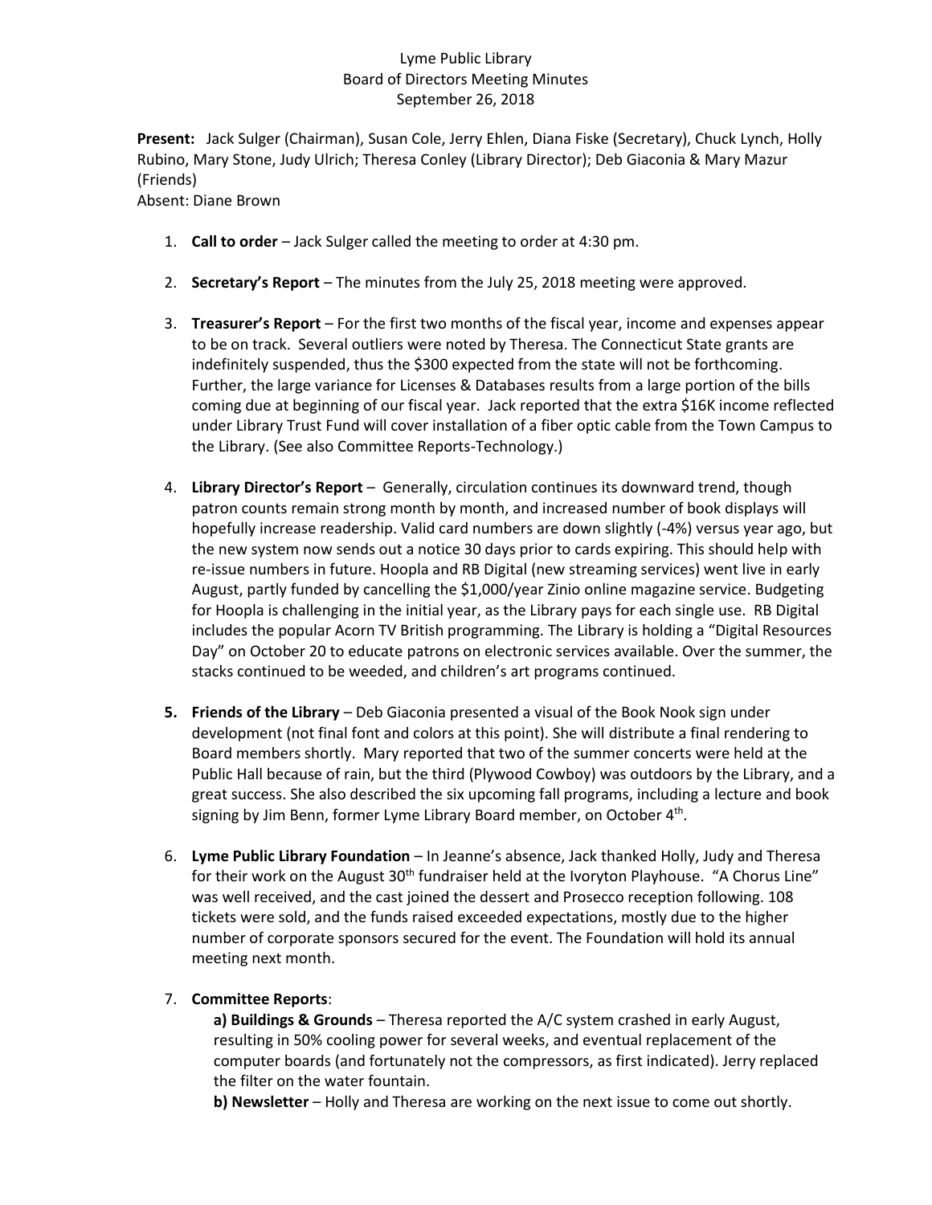Lyme Public Library
Board of Directors Meeting Minutes
September 26, 2018

**Present:** Jack Sulger (Chairman), Susan Cole, Jerry Ehlen, Diana Fiske (Secretary), Chuck Lynch, Holly Rubino, Mary Stone, Judy Ulrich; Theresa Conley (Library Director); Deb Giaconia & Mary Mazur (Friends)
Absent: Diane Brown

1. **Call to order** – Jack Sulger called the meeting to order at 4:30 pm.

2. **Secretary's Report** – The minutes from the July 25, 2018 meeting were approved.

3. **Treasurer's Report** – For the first two months of the fiscal year, income and expenses appear to be on track. Several outliers were noted by Theresa. The Connecticut State grants are indefinitely suspended, thus the $300 expected from the state will not be forthcoming. Further, the large variance for Licenses & Databases results from a large portion of the bills coming due at beginning of our fiscal year. Jack reported that the extra $16K income reflected under Library Trust Fund will cover installation of a fiber optic cable from the Town Campus to the Library. (See also Committee Reports-Technology.)

4. **Library Director's Report** – Generally, circulation continues its downward trend, though patron counts remain strong month by month, and increased number of book displays will hopefully increase readership. Valid card numbers are down slightly (-4%) versus year ago, but the new system now sends out a notice 30 days prior to cards expiring. This should help with re-issue numbers in future. Hoopla and RB Digital (new streaming services) went live in early August, partly funded by cancelling the $1,000/year Zinio online magazine service. Budgeting for Hoopla is challenging in the initial year, as the Library pays for each single use. RB Digital includes the popular Acorn TV British programming. The Library is holding a "Digital Resources Day" on October 20 to educate patrons on electronic services available. Over the summer, the stacks continued to be weeded, and children's art programs continued.

5. **Friends of the Library** – Deb Giaconia presented a visual of the Book Nook sign under development (not final font and colors at this point). She will distribute a final rendering to Board members shortly. Mary reported that two of the summer concerts were held at the Public Hall because of rain, but the third (Plywood Cowboy) was outdoors by the Library, and a great success. She also described the six upcoming fall programs, including a lecture and book signing by Jim Benn, former Lyme Library Board member, on October 4th.

6. **Lyme Public Library Foundation** – In Jeanne's absence, Jack thanked Holly, Judy and Theresa for their work on the August 30th fundraiser held at the Ivoryton Playhouse. "A Chorus Line" was well received, and the cast joined the dessert and Prosecco reception following. 108 tickets were sold, and the funds raised exceeded expectations, mostly due to the higher number of corporate sponsors secured for the event. The Foundation will hold its annual meeting next month.

7. **Committee Reports**:

   **a) Buildings & Grounds** – Theresa reported the A/C system crashed in early August, resulting in 50% cooling power for several weeks, and eventual replacement of the computer boards (and fortunately not the compressors, as first indicated). Jerry replaced the filter on the water fountain.

   **b) Newsletter** – Holly and Theresa are working on the next issue to come out shortly.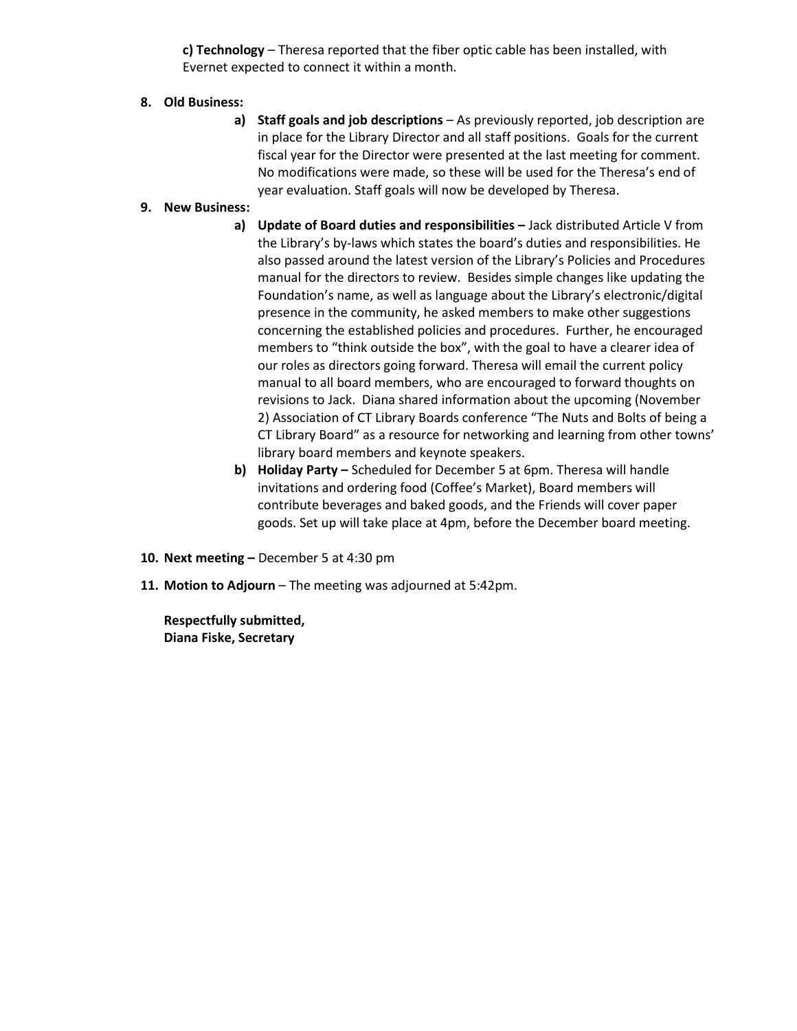**c) Technology** – Theresa reported that the fiber optic cable has been installed, with Evernet expected to connect it within a month.

8. **Old Business:**
   - **a) Staff goals and job descriptions** – As previously reported, job description are in place for the Library Director and all staff positions. Goals for the current fiscal year for the Director were presented at the last meeting for comment. No modifications were made, so these will be used for the Theresa's end of year evaluation. Staff goals will now be developed by Theresa.

9. **New Business:**
   - **a) Update of Board duties and responsibilities –** Jack distributed Article V from the Library's by-laws which states the board's duties and responsibilities. He also passed around the latest version of the Library's Policies and Procedures manual for the directors to review. Besides simple changes like updating the Foundation's name, as well as language about the Library's electronic/digital presence in the community, he asked members to make other suggestions concerning the established policies and procedures. Further, he encouraged members to "think outside the box", with the goal to have a clearer idea of our roles as directors going forward. Theresa will email the current policy manual to all board members, who are encouraged to forward thoughts on revisions to Jack. Diana shared information about the upcoming (November 2) Association of CT Library Boards conference "The Nuts and Bolts of being a CT Library Board" as a resource for networking and learning from other towns' library board members and keynote speakers.
   - **b) Holiday Party –** Scheduled for December 5 at 6pm. Theresa will handle invitations and ordering food (Coffee's Market), Board members will contribute beverages and baked goods, and the Friends will cover paper goods. Set up will take place at 4pm, before the December board meeting.

10. **Next meeting –** December 5 at 4:30 pm

11. **Motion to Adjourn** – The meeting was adjourned at 5:42pm.

**Respectfully submitted,**
**Diana Fiske, Secretary**